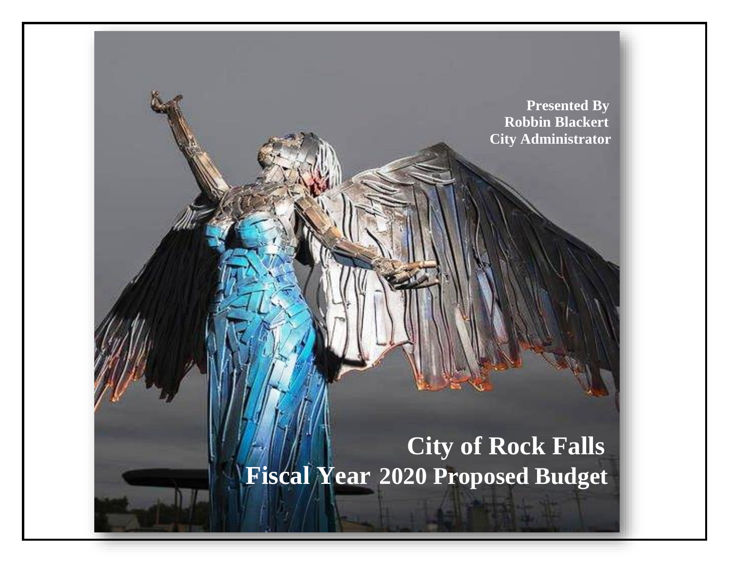**Presented By**
**Robbin Blackert**
**City Administrator**

# City of Rock Falls
# Fiscal Year 2020 Proposed Budget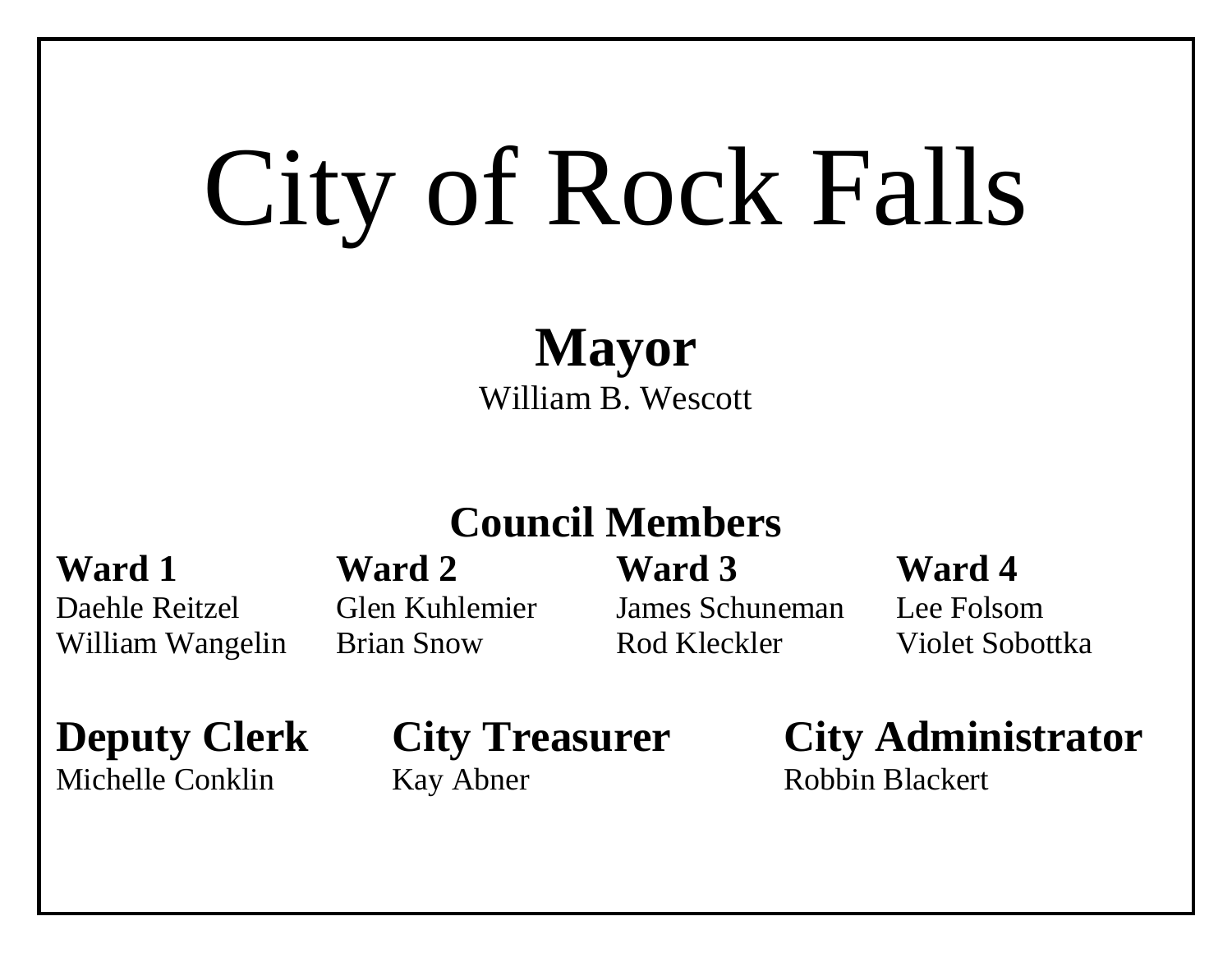# City of Rock Falls

## Mayor

William B. Wescott

## Council Members

| Ward 1 | Ward 2 | Ward 3 | Ward 4 |
|---|---|---|---|
| Daehle Reitzel | Glen Kuhlemier | James Schuneman | Lee Folsom |
| William Wangelin | Brian Snow | Rod Kleckler | Violet Sobottka |

**Deputy Clerk**
Michelle Conklin

**City Treasurer**
Kay Abner

**City Administrator**
Robbin Blackert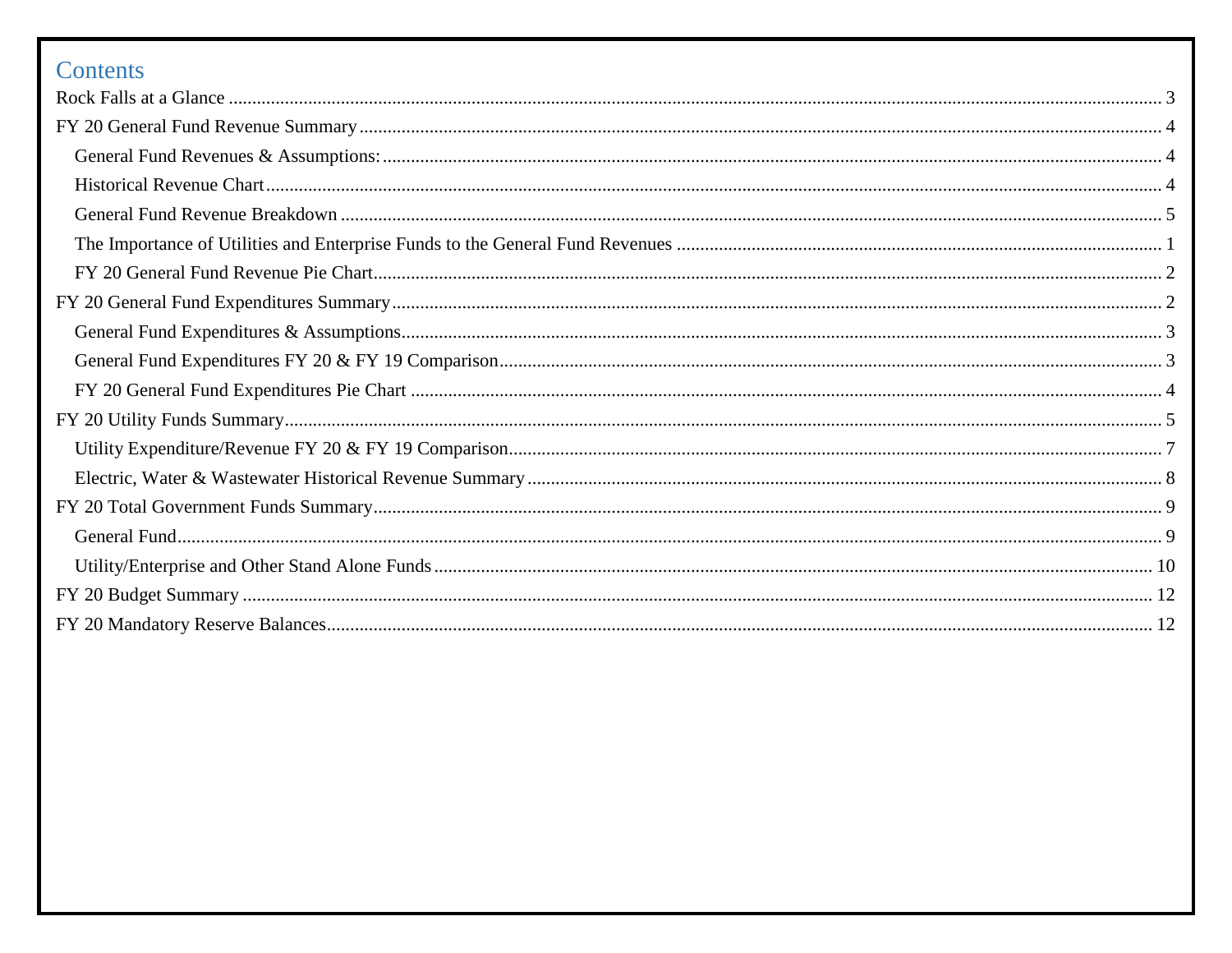# Contents

Rock Falls at a Glance ........................................................................................................ 3

FY 20 General Fund Revenue Summary ........................................................................................................ 4

- General Fund Revenues & Assumptions: ........................................................................................................ 4
- Historical Revenue Chart ........................................................................................................ 4
- General Fund Revenue Breakdown ........................................................................................................ 5
- The Importance of Utilities and Enterprise Funds to the General Fund Revenues ........................................................................................................ 1
- FY 20 General Fund Revenue Pie Chart ........................................................................................................ 2

FY 20 General Fund Expenditures Summary ........................................................................................................ 2

- General Fund Expenditures & Assumptions ........................................................................................................ 3
- General Fund Expenditures FY 20 & FY 19 Comparison ........................................................................................................ 3
- FY 20 General Fund Expenditures Pie Chart ........................................................................................................ 4

FY 20 Utility Funds Summary ........................................................................................................ 5

- Utility Expenditure/Revenue FY 20 & FY 19 Comparison ........................................................................................................ 7
- Electric, Water & Wastewater Historical Revenue Summary ........................................................................................................ 8

FY 20 Total Government Funds Summary ........................................................................................................ 9

- General Fund ........................................................................................................ 9
- Utility/Enterprise and Other Stand Alone Funds ........................................................................................................ 10

FY 20 Budget Summary ........................................................................................................ 12

FY 20 Mandatory Reserve Balances ........................................................................................................ 12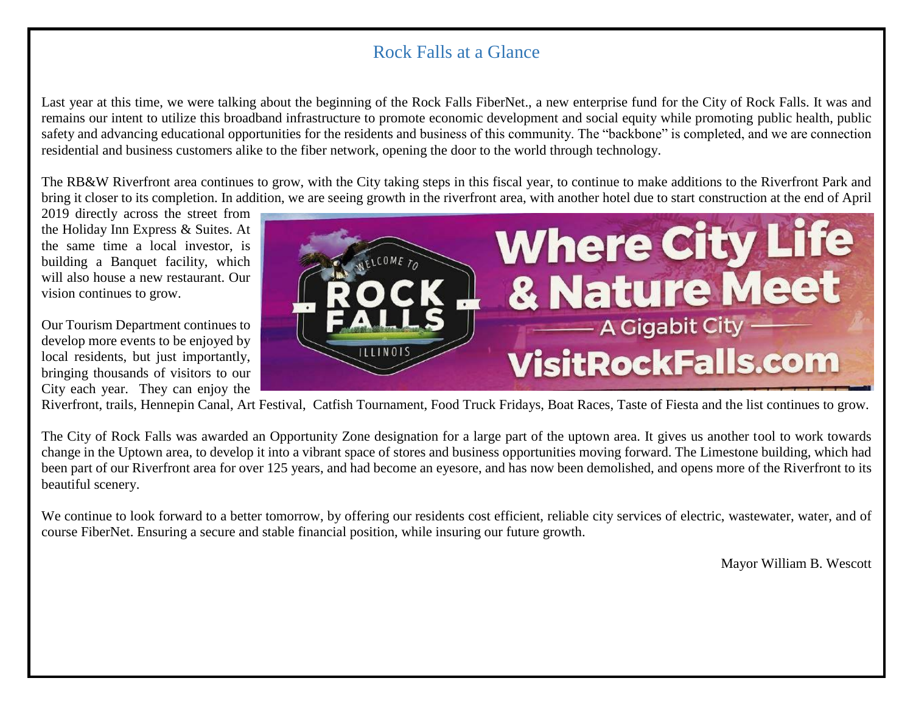# Rock Falls at a Glance

Last year at this time, we were talking about the beginning of the Rock Falls FiberNet., a new enterprise fund for the City of Rock Falls. It was and remains our intent to utilize this broadband infrastructure to promote economic development and social equity while promoting public health, public safety and advancing educational opportunities for the residents and business of this community. The "backbone" is completed, and we are connection residential and business customers alike to the fiber network, opening the door to the world through technology.

The RB&W Riverfront area continues to grow, with the City taking steps in this fiscal year, to continue to make additions to the Riverfront Park and bring it closer to its completion. In addition, we are seeing growth in the riverfront area, with another hotel due to start construction at the end of April 2019 directly across the street from the Holiday Inn Express & Suites. At the same time a local investor, is building a Banquet facility, which will also house a new restaurant. Our vision continues to grow.

Our Tourism Department continues to develop more events to be enjoyed by local residents, but just importantly, bringing thousands of visitors to our City each year. They can enjoy the Riverfront, trails, Hennepin Canal, Art Festival, Catfish Tournament, Food Truck Fridays, Boat Races, Taste of Fiesta and the list continues to grow.

The City of Rock Falls was awarded an Opportunity Zone designation for a large part of the uptown area. It gives us another tool to work towards change in the Uptown area, to develop it into a vibrant space of stores and business opportunities moving forward. The Limestone building, which had been part of our Riverfront area for over 125 years, and had become an eyesore, and has now been demolished, and opens more of the Riverfront to its beautiful scenery.

We continue to look forward to a better tomorrow, by offering our residents cost efficient, reliable city services of electric, wastewater, water, and of course FiberNet. Ensuring a secure and stable financial position, while insuring our future growth.

Mayor William B. Wescott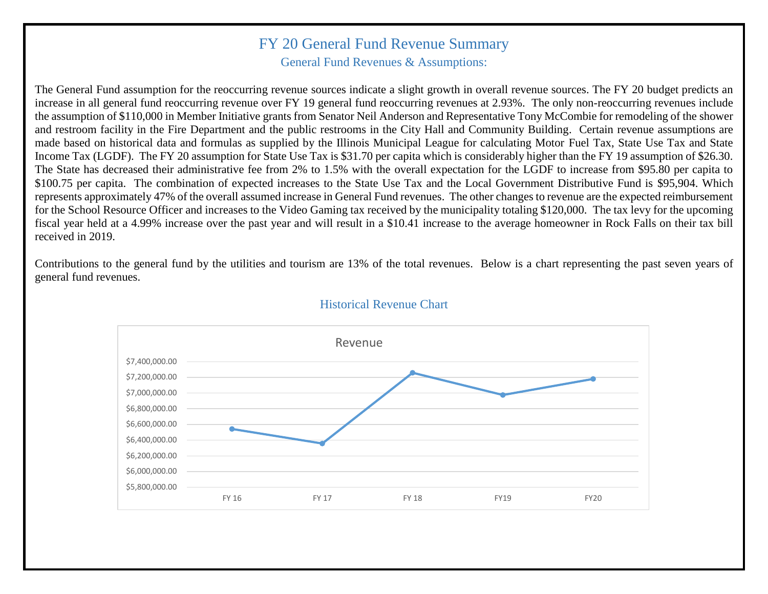# FY 20 General Fund Revenue Summary

## General Fund Revenues & Assumptions:

The General Fund assumption for the reoccurring revenue sources indicate a slight growth in overall revenue sources. The FY 20 budget predicts an increase in all general fund reoccurring revenue over FY 19 general fund reoccurring revenues at 2.93%. The only non-reoccurring revenues include the assumption of $110,000 in Member Initiative grants from Senator Neil Anderson and Representative Tony McCombie for remodeling of the shower and restroom facility in the Fire Department and the public restrooms in the City Hall and Community Building. Certain revenue assumptions are made based on historical data and formulas as supplied by the Illinois Municipal League for calculating Motor Fuel Tax, State Use Tax and State Income Tax (LGDF). The FY 20 assumption for State Use Tax is $31.70 per capita which is considerably higher than the FY 19 assumption of $26.30. The State has decreased their administrative fee from 2% to 1.5% with the overall expectation for the LGDF to increase from $95.80 per capita to $100.75 per capita. The combination of expected increases to the State Use Tax and the Local Government Distributive Fund is $95,904. Which represents approximately 47% of the overall assumed increase in General Fund revenues. The other changes to revenue are the expected reimbursement for the School Resource Officer and increases to the Video Gaming tax received by the municipality totaling $120,000. The tax levy for the upcoming fiscal year held at a 4.99% increase over the past year and will result in a $10.41 increase to the average homeowner in Rock Falls on their tax bill received in 2019.

Contributions to the general fund by the utilities and tourism are 13% of the total revenues. Below is a chart representing the past seven years of general fund revenues.

## Historical Revenue Chart

Revenue

| | FY 16 | FY 17 | FY 18 | FY19 | FY20 |
|---|---|---|---|---|---|
| Revenue (approx.) | $6,540,000 | $6,360,000 | $7,260,000 | $6,970,000 | $7,180,000 |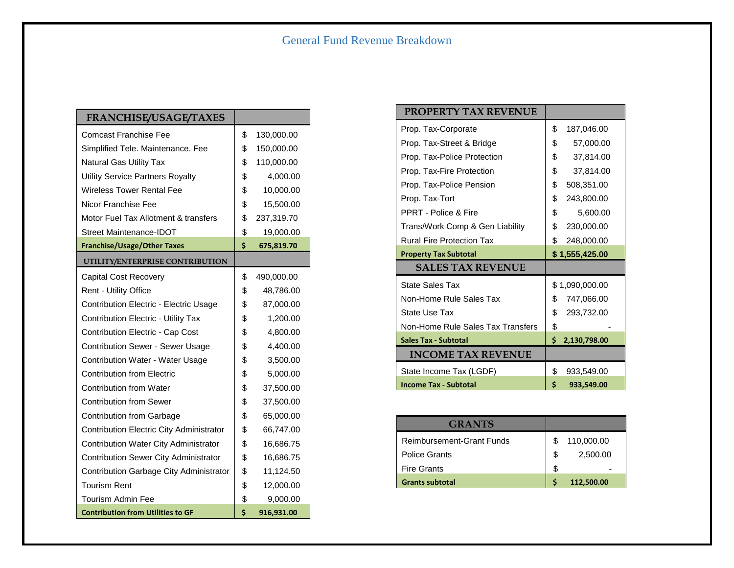# General Fund Revenue Breakdown

| FRANCHISE/USAGE/TAXES | |
|---|---|
| Comcast Franchise Fee | $ 130,000.00 |
| Simplified Tele. Maintenance. Fee | $ 150,000.00 |
| Natural Gas Utility Tax | $ 110,000.00 |
| Utility Service Partners Royalty | $ 4,000.00 |
| Wireless Tower Rental Fee | $ 10,000.00 |
| Nicor Franchise Fee | $ 15,500.00 |
| Motor Fuel Tax Allotment & transfers | $ 237,319.70 |
| Street Maintenance-IDOT | $ 19,000.00 |
| **Franchise/Usage/Other Taxes** | **$ 675,819.70** |

| UTILITY/ENTERPRISE CONTRIBUTION | |
|---|---|
| Capital Cost Recovery | $ 490,000.00 |
| Rent - Utility Office | $ 48,786.00 |
| Contribution Electric - Electric Usage | $ 87,000.00 |
| Contribution Electric - Utility Tax | $ 1,200.00 |
| Contribution Electric - Cap Cost | $ 4,800.00 |
| Contribution Sewer - Sewer Usage | $ 4,400.00 |
| Contribution Water - Water Usage | $ 3,500.00 |
| Contribution from Electric | $ 5,000.00 |
| Contribution from Water | $ 37,500.00 |
| Contribution from Sewer | $ 37,500.00 |
| Contribution from Garbage | $ 65,000.00 |
| Contribution Electric City Administrator | $ 66,747.00 |
| Contribution Water City Administrator | $ 16,686.75 |
| Contribution Sewer City Administrator | $ 16,686.75 |
| Contribution Garbage City Administrator | $ 11,124.50 |
| Tourism Rent | $ 12,000.00 |
| Tourism Admin Fee | $ 9,000.00 |
| **Contribution from Utilities to GF** | **$ 916,931.00** |

| PROPERTY TAX REVENUE | |
|---|---|
| Prop. Tax-Corporate | $ 187,046.00 |
| Prop. Tax-Street & Bridge | $ 57,000.00 |
| Prop. Tax-Police Protection | $ 37,814.00 |
| Prop. Tax-Fire Protection | $ 37,814.00 |
| Prop. Tax-Police Pension | $ 508,351.00 |
| Prop. Tax-Tort | $ 243,800.00 |
| PPRT - Police & Fire | $ 5,600.00 |
| Trans/Work Comp & Gen Liability | $ 230,000.00 |
| Rural Fire Protection Tax | $ 248,000.00 |
| **Property Tax Subtotal** | **$ 1,555,425.00** |

| SALES TAX REVENUE | |
|---|---|
| State Sales Tax | $ 1,090,000.00 |
| Non-Home Rule Sales Tax | $ 747,066.00 |
| State Use Tax | $ 293,732.00 |
| Non-Home Rule Sales Tax Transfers | $ - |
| **Sales Tax - Subtotal** | **$ 2,130,798.00** |

| INCOME TAX REVENUE | |
|---|---|
| State Income Tax (LGDF) | $ 933,549.00 |
| **Income Tax - Subtotal** | **$ 933,549.00** |

| GRANTS | |
|---|---|
| Reimbursement-Grant Funds | $ 110,000.00 |
| Police Grants | $ 2,500.00 |
| Fire Grants | $ - |
| **Grants subtotal** | **$ 112,500.00** |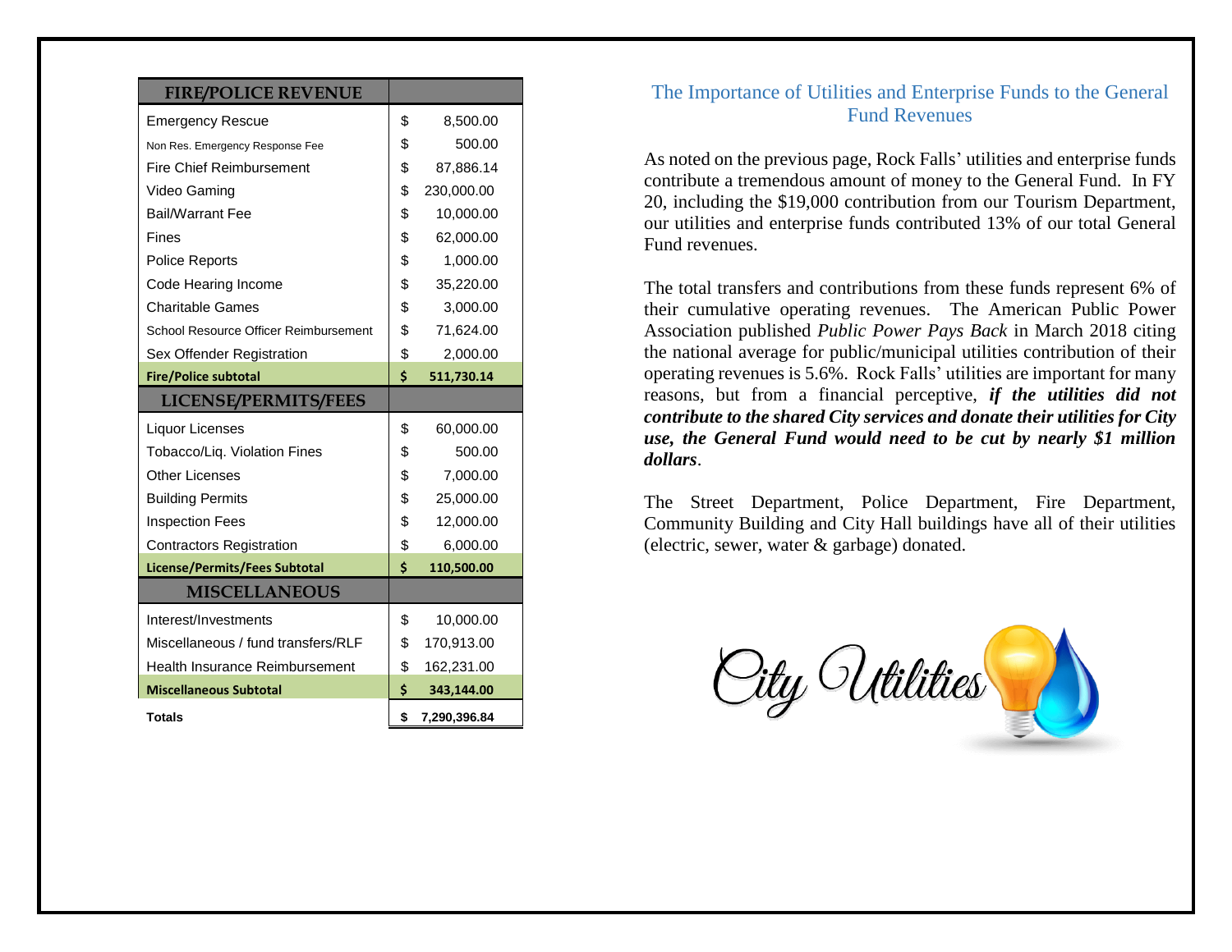| FIRE/POLICE REVENUE | |
|---|---|
| Emergency Rescue | $ 8,500.00 |
| Non Res. Emergency Response Fee | $ 500.00 |
| Fire Chief Reimbursement | $ 87,886.14 |
| Video Gaming | $ 230,000.00 |
| Bail/Warrant Fee | $ 10,000.00 |
| Fines | $ 62,000.00 |
| Police Reports | $ 1,000.00 |
| Code Hearing Income | $ 35,220.00 |
| Charitable Games | $ 3,000.00 |
| School Resource Officer Reimbursement | $ 71,624.00 |
| Sex Offender Registration | $ 2,000.00 |
| **Fire/Police subtotal** | **$ 511,730.14** |
| **LICENSE/PERMITS/FEES** | |
| Liquor Licenses | $ 60,000.00 |
| Tobacco/Liq. Violation Fines | $ 500.00 |
| Other Licenses | $ 7,000.00 |
| Building Permits | $ 25,000.00 |
| Inspection Fees | $ 12,000.00 |
| Contractors Registration | $ 6,000.00 |
| **License/Permits/Fees Subtotal** | **$ 110,500.00** |
| **MISCELLANEOUS** | |
| Interest/Investments | $ 10,000.00 |
| Miscellaneous / fund transfers/RLF | $ 170,913.00 |
| Health Insurance Reimbursement | $ 162,231.00 |
| **Miscellaneous Subtotal** | **$ 343,144.00** |
| **Totals** | **$ 7,290,396.84** |

## The Importance of Utilities and Enterprise Funds to the General Fund Revenues

As noted on the previous page, Rock Falls' utilities and enterprise funds contribute a tremendous amount of money to the General Fund. In FY 20, including the $19,000 contribution from our Tourism Department, our utilities and enterprise funds contributed 13% of our total General Fund revenues.

The total transfers and contributions from these funds represent 6% of their cumulative operating revenues. The American Public Power Association published *Public Power Pays Back* in March 2018 citing the national average for public/municipal utilities contribution of their operating revenues is 5.6%. Rock Falls' utilities are important for many reasons, but from a financial perceptive, ***if the utilities did not contribute to the shared City services and donate their utilities for City use, the General Fund would need to be cut by nearly $1 million dollars***.

The Street Department, Police Department, Fire Department, Community Building and City Hall buildings have all of their utilities (electric, sewer, water & garbage) donated.

City Utilities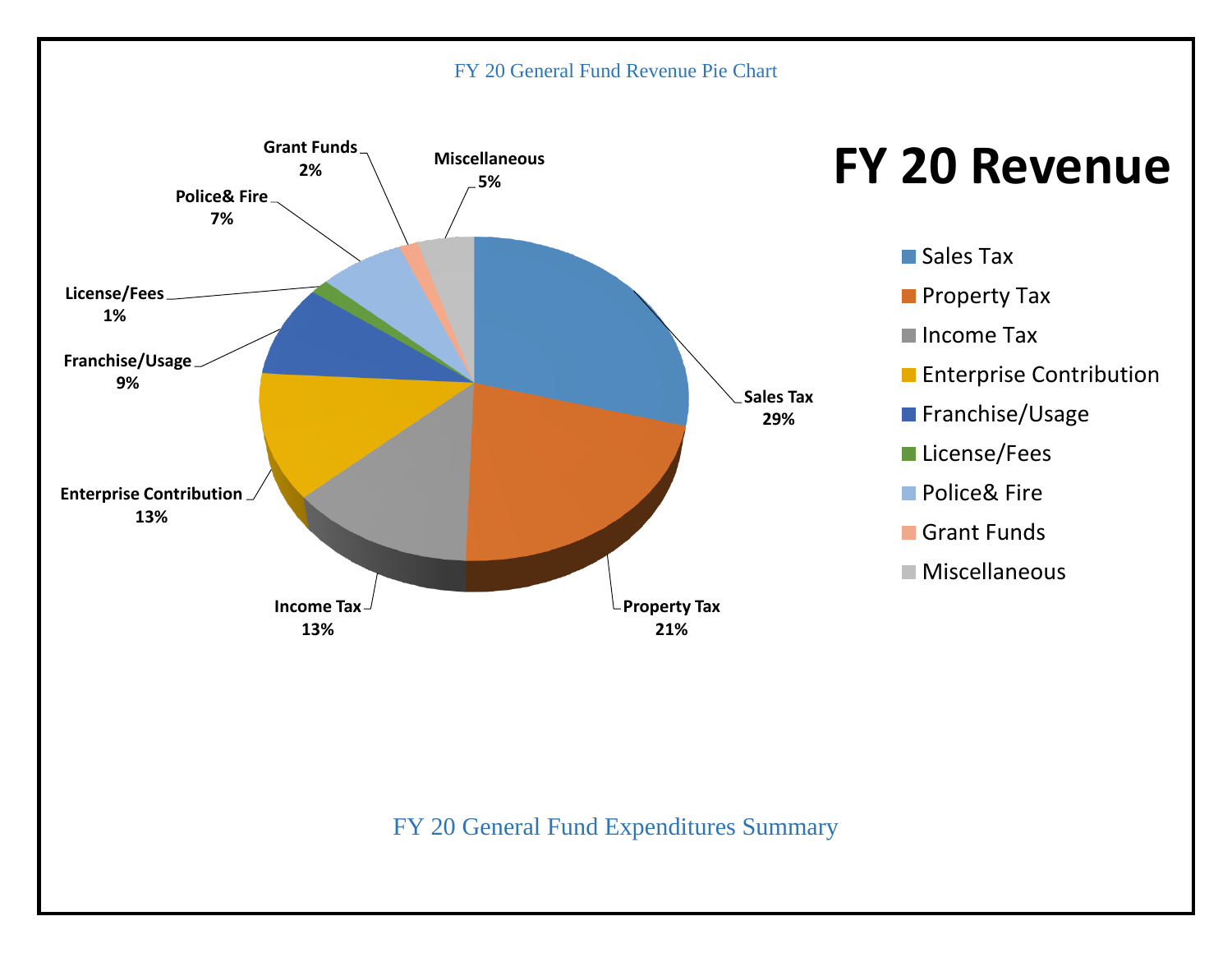FY 20 General Fund Revenue Pie Chart

# FY 20 Revenue

| Category | Percentage |
| --- | --- |
| Sales Tax | 29% |
| Property Tax | 21% |
| Income Tax | 13% |
| Enterprise Contribution | 13% |
| Franchise/Usage | 9% |
| License/Fees | 1% |
| Police& Fire | 7% |
| Grant Funds | 2% |
| Miscellaneous | 5% |

FY 20 General Fund Expenditures Summary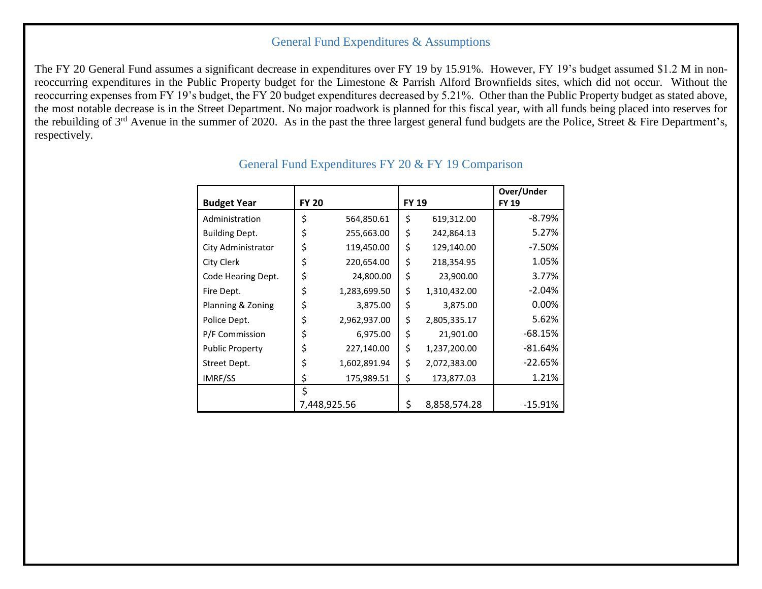## General Fund Expenditures & Assumptions

The FY 20 General Fund assumes a significant decrease in expenditures over FY 19 by 15.91%. However, FY 19's budget assumed $1.2 M in non-reoccurring expenditures in the Public Property budget for the Limestone & Parrish Alford Brownfields sites, which did not occur. Without the reoccurring expenses from FY 19's budget, the FY 20 budget expenditures decreased by 5.21%. Other than the Public Property budget as stated above, the most notable decrease is in the Street Department. No major roadwork is planned for this fiscal year, with all funds being placed into reserves for the rebuilding of 3rd Avenue in the summer of 2020. As in the past the three largest general fund budgets are the Police, Street & Fire Department's, respectively.

## General Fund Expenditures FY 20 & FY 19 Comparison

| Budget Year | FY 20 | FY 19 | Over/Under FY 19 |
|---|---|---|---|
| Administration | $ 564,850.61 | $ 619,312.00 | -8.79% |
| Building Dept. | $ 255,663.00 | $ 242,864.13 | 5.27% |
| City Administrator | $ 119,450.00 | $ 129,140.00 | -7.50% |
| City Clerk | $ 220,654.00 | $ 218,354.95 | 1.05% |
| Code Hearing Dept. | $ 24,800.00 | $ 23,900.00 | 3.77% |
| Fire Dept. | $ 1,283,699.50 | $ 1,310,432.00 | -2.04% |
| Planning & Zoning | $ 3,875.00 | $ 3,875.00 | 0.00% |
| Police Dept. | $ 2,962,937.00 | $ 2,805,335.17 | 5.62% |
| P/F Commission | $ 6,975.00 | $ 21,901.00 | -68.15% |
| Public Property | $ 227,140.00 | $ 1,237,200.00 | -81.64% |
| Street Dept. | $ 1,602,891.94 | $ 2,072,383.00 | -22.65% |
| IMRF/SS | $ 175,989.51 | $ 173,877.03 | 1.21% |
| | $ 7,448,925.56 | $ 8,858,574.28 | -15.91% |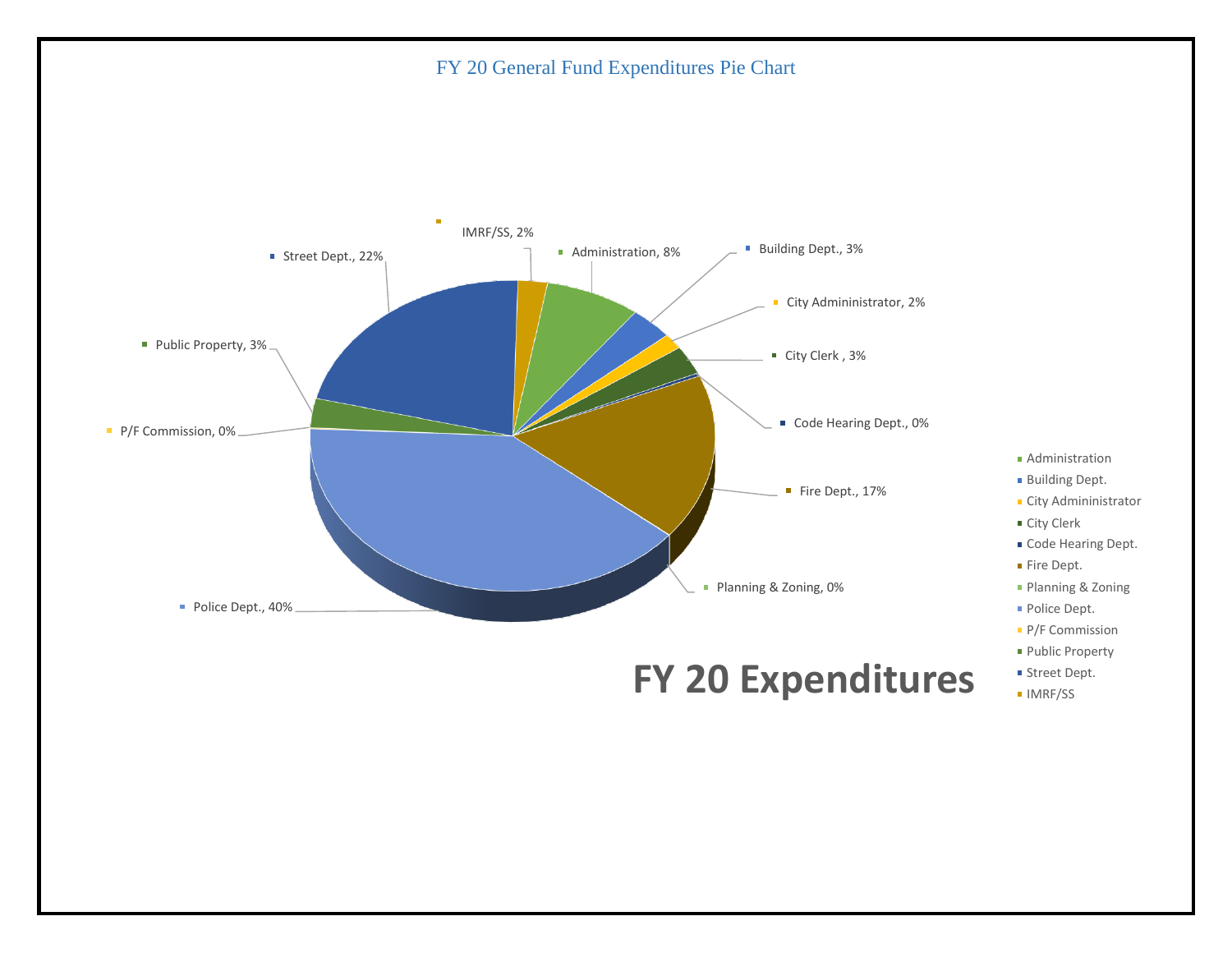FY 20 General Fund Expenditures Pie Chart

**FY 20 Expenditures**

| Department | Percentage |
| --- | --- |
| Administration | 8% |
| Building Dept. | 3% |
| City Admininistrator | 2% |
| City Clerk | 3% |
| Code Hearing Dept. | 0% |
| Fire Dept. | 17% |
| Planning & Zoning | 0% |
| Police Dept. | 40% |
| P/F Commission | 0% |
| Public Property | 3% |
| Street Dept. | 22% |
| IMRF/SS | 2% |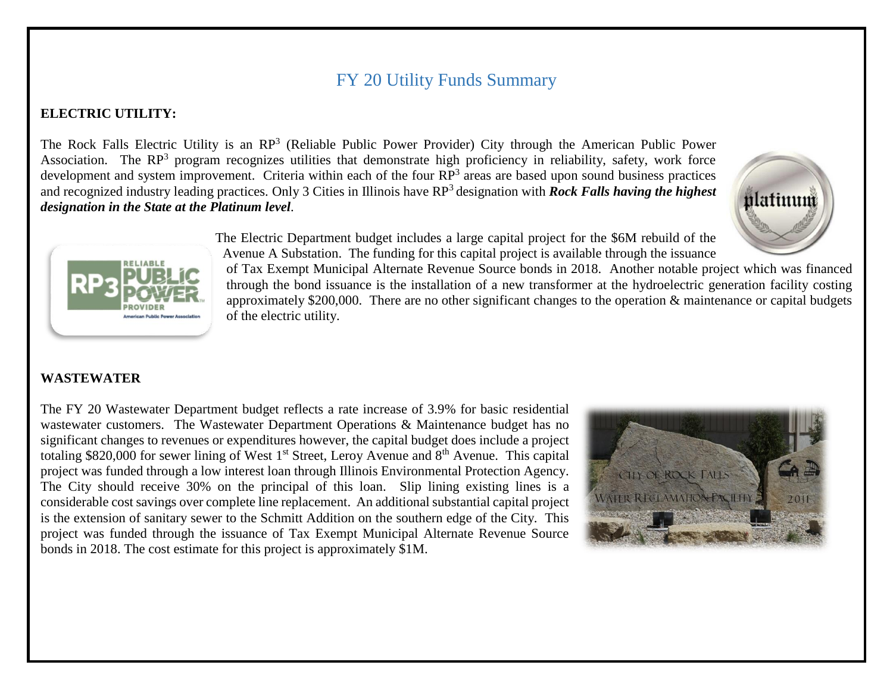# FY 20 Utility Funds Summary

**ELECTRIC UTILITY:**

The Rock Falls Electric Utility is an $RP^3$ (Reliable Public Power Provider) City through the American Public Power Association. The $RP^3$ program recognizes utilities that demonstrate high proficiency in reliability, safety, work force development and system improvement. Criteria within each of the four $RP^3$ areas are based upon sound business practices and recognized industry leading practices. Only 3 Cities in Illinois have $RP^3$ designation with ***Rock Falls having the highest designation in the State at the Platinum level***.

The Electric Department budget includes a large capital project for the $6M rebuild of the Avenue A Substation. The funding for this capital project is available through the issuance of Tax Exempt Municipal Alternate Revenue Source bonds in 2018. Another notable project which was financed through the bond issuance is the installation of a new transformer at the hydroelectric generation facility costing approximately $200,000. There are no other significant changes to the operation & maintenance or capital budgets of the electric utility.

**WASTEWATER**

The FY 20 Wastewater Department budget reflects a rate increase of 3.9% for basic residential wastewater customers. The Wastewater Department Operations & Maintenance budget has no significant changes to revenues or expenditures however, the capital budget does include a project totaling $820,000 for sewer lining of West 1st Street, Leroy Avenue and 8th Avenue. This capital project was funded through a low interest loan through Illinois Environmental Protection Agency. The City should receive 30% on the principal of this loan. Slip lining existing lines is a considerable cost savings over complete line replacement. An additional substantial capital project is the extension of sanitary sewer to the Schmitt Addition on the southern edge of the City. This project was funded through the issuance of Tax Exempt Municipal Alternate Revenue Source bonds in 2018. The cost estimate for this project is approximately $1M.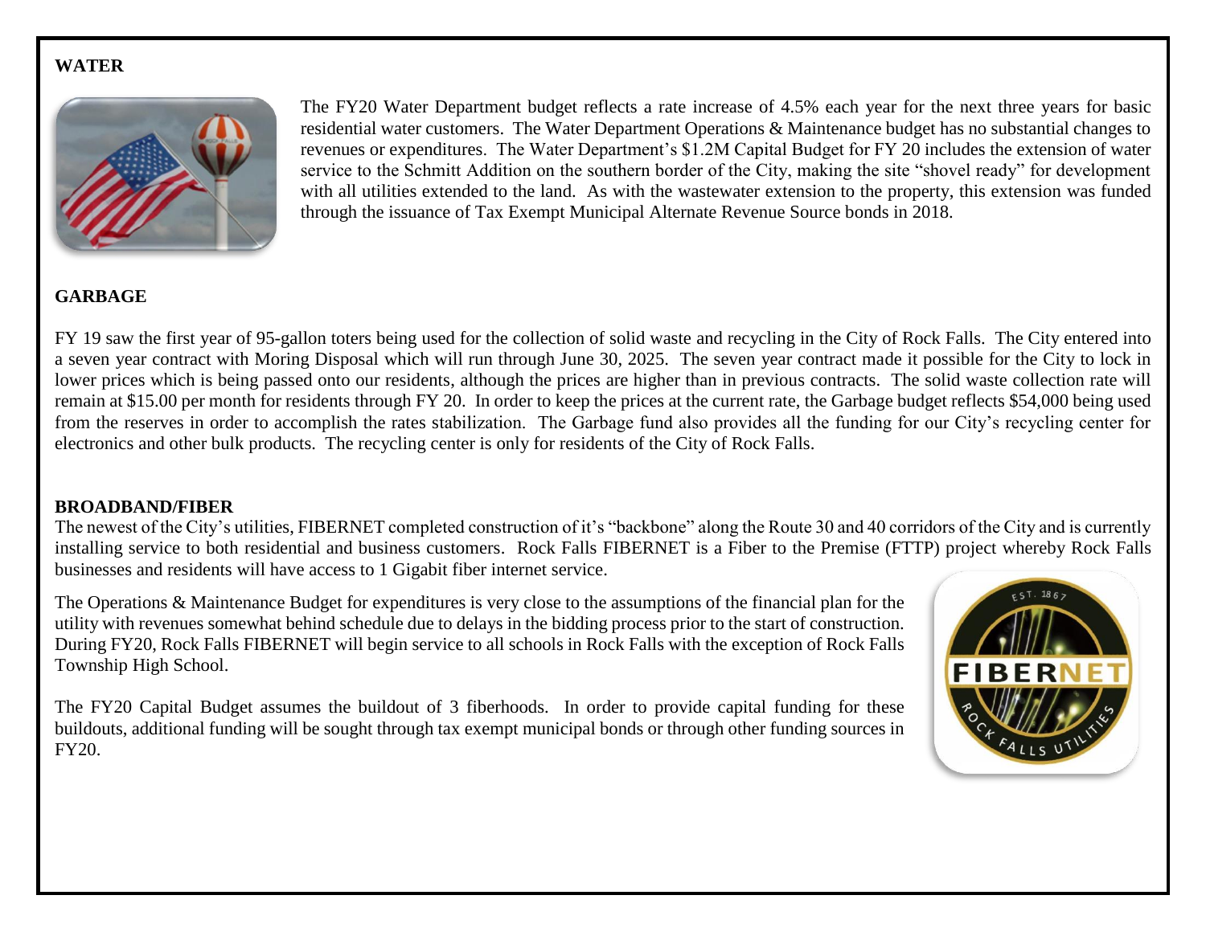## WATER

The FY20 Water Department budget reflects a rate increase of 4.5% each year for the next three years for basic residential water customers. The Water Department Operations & Maintenance budget has no substantial changes to revenues or expenditures. The Water Department's $1.2M Capital Budget for FY 20 includes the extension of water service to the Schmitt Addition on the southern border of the City, making the site "shovel ready" for development with all utilities extended to the land. As with the wastewater extension to the property, this extension was funded through the issuance of Tax Exempt Municipal Alternate Revenue Source bonds in 2018.

## GARBAGE

FY 19 saw the first year of 95-gallon toters being used for the collection of solid waste and recycling in the City of Rock Falls. The City entered into a seven year contract with Moring Disposal which will run through June 30, 2025. The seven year contract made it possible for the City to lock in lower prices which is being passed onto our residents, although the prices are higher than in previous contracts. The solid waste collection rate will remain at $15.00 per month for residents through FY 20. In order to keep the prices at the current rate, the Garbage budget reflects $54,000 being used from the reserves in order to accomplish the rates stabilization. The Garbage fund also provides all the funding for our City's recycling center for electronics and other bulk products. The recycling center is only for residents of the City of Rock Falls.

## BROADBAND/FIBER

The newest of the City's utilities, FIBERNET completed construction of it's "backbone" along the Route 30 and 40 corridors of the City and is currently installing service to both residential and business customers. Rock Falls FIBERNET is a Fiber to the Premise (FTTP) project whereby Rock Falls businesses and residents will have access to 1 Gigabit fiber internet service.

The Operations & Maintenance Budget for expenditures is very close to the assumptions of the financial plan for the utility with revenues somewhat behind schedule due to delays in the bidding process prior to the start of construction. During FY20, Rock Falls FIBERNET will begin service to all schools in Rock Falls with the exception of Rock Falls Township High School.

The FY20 Capital Budget assumes the buildout of 3 fiberhoods. In order to provide capital funding for these buildouts, additional funding will be sought through tax exempt municipal bonds or through other funding sources in FY20.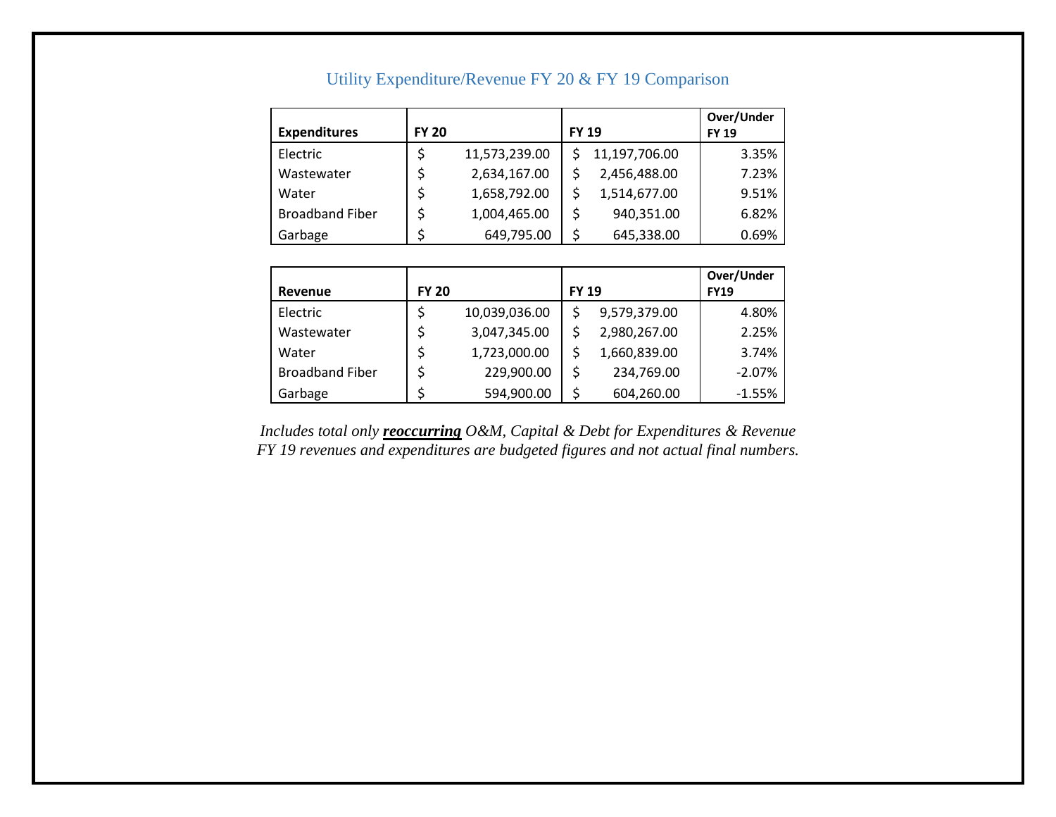## Utility Expenditure/Revenue FY 20 & FY 19 Comparison

| Expenditures | FY 20 | FY 19 | Over/Under FY 19 |
|---|---|---|---|
| Electric | $ 11,573,239.00 | $ 11,197,706.00 | 3.35% |
| Wastewater | $ 2,634,167.00 | $ 2,456,488.00 | 7.23% |
| Water | $ 1,658,792.00 | $ 1,514,677.00 | 9.51% |
| Broadband Fiber | $ 1,004,465.00 | $ 940,351.00 | 6.82% |
| Garbage | $ 649,795.00 | $ 645,338.00 | 0.69% |

| Revenue | FY 20 | FY 19 | Over/Under FY19 |
|---|---|---|---|
| Electric | $ 10,039,036.00 | $ 9,579,379.00 | 4.80% |
| Wastewater | $ 3,047,345.00 | $ 2,980,267.00 | 2.25% |
| Water | $ 1,723,000.00 | $ 1,660,839.00 | 3.74% |
| Broadband Fiber | $ 229,900.00 | $ 234,769.00 | -2.07% |
| Garbage | $ 594,900.00 | $ 604,260.00 | -1.55% |

*Includes total only **reoccurring** O&M, Capital & Debt for Expenditures & Revenue*
*FY 19 revenues and expenditures are budgeted figures and not actual final numbers.*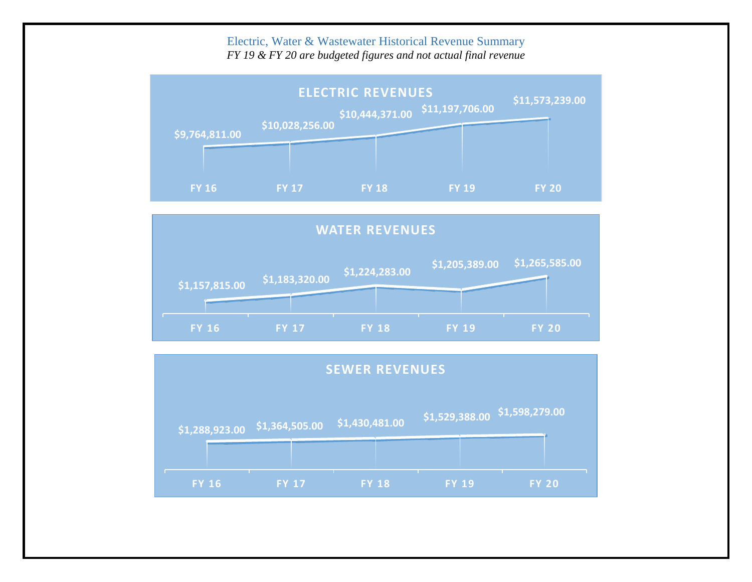Electric, Water & Wastewater Historical Revenue Summary

*FY 19 & FY 20 are budgeted figures and not actual final revenue*

**ELECTRIC REVENUES**

| FY 16 | FY 17 | FY 18 | FY 19 | FY 20 |
|---|---|---|---|---|
| $9,764,811.00 | $10,028,256.00 | $10,444,371.00 | $11,197,706.00 | $11,573,239.00 |

**WATER REVENUES**

| FY 16 | FY 17 | FY 18 | FY 19 | FY 20 |
|---|---|---|---|---|
| $1,157,815.00 | $1,183,320.00 | $1,224,283.00 | $1,205,389.00 | $1,265,585.00 |

**SEWER REVENUES**

| FY 16 | FY 17 | FY 18 | FY 19 | FY 20 |
|---|---|---|---|---|
| $1,288,923.00 | $1,364,505.00 | $1,430,481.00 | $1,529,388.00 | $1,598,279.00 |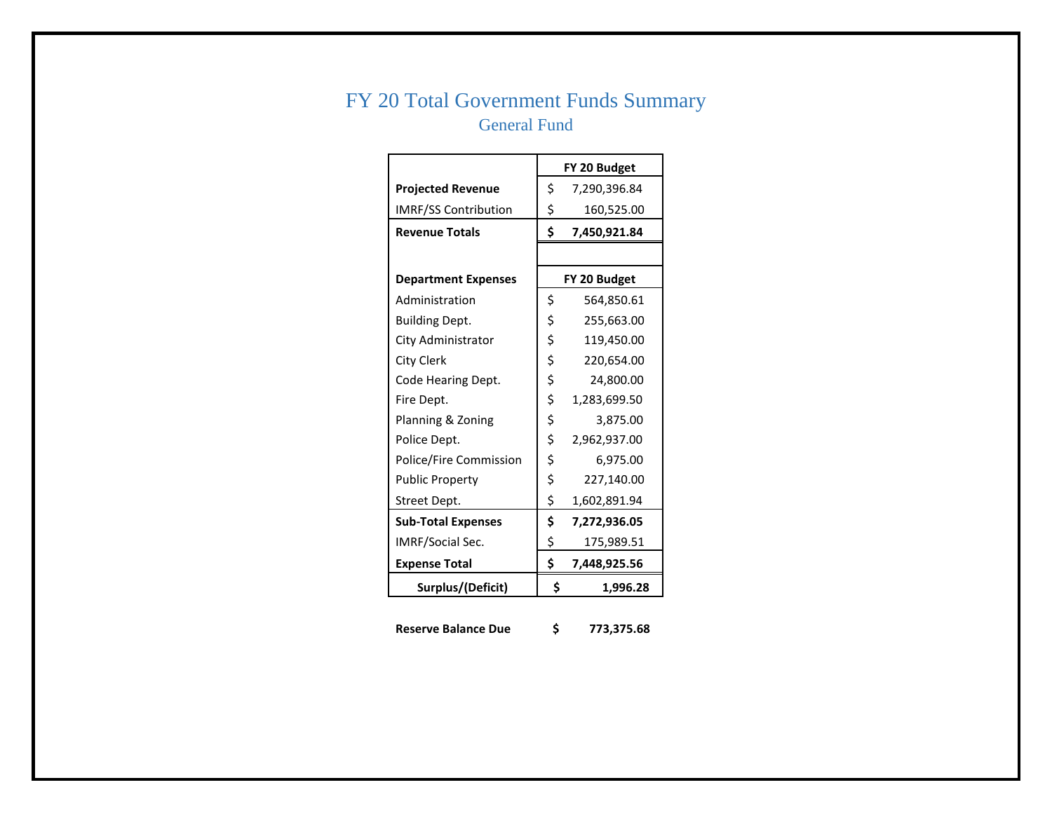# FY 20 Total Government Funds Summary

## General Fund

| | FY 20 Budget |
|---|---|
| **Projected Revenue** | $ 7,290,396.84 |
| IMRF/SS Contribution | $ 160,525.00 |
| **Revenue Totals** | **$ 7,450,921.84** |
| | |
| **Department Expenses** | **FY 20 Budget** |
| Administration | $ 564,850.61 |
| Building Dept. | $ 255,663.00 |
| City Administrator | $ 119,450.00 |
| City Clerk | $ 220,654.00 |
| Code Hearing Dept. | $ 24,800.00 |
| Fire Dept. | $ 1,283,699.50 |
| Planning & Zoning | $ 3,875.00 |
| Police Dept. | $ 2,962,937.00 |
| Police/Fire Commission | $ 6,975.00 |
| Public Property | $ 227,140.00 |
| Street Dept. | $ 1,602,891.94 |
| **Sub-Total Expenses** | **$ 7,272,936.05** |
| IMRF/Social Sec. | $ 175,989.51 |
| **Expense Total** | **$ 7,448,925.56** |
| **Surplus/(Deficit)** | **$ 1,996.28** |

**Reserve Balance Due** **$ 773,375.68**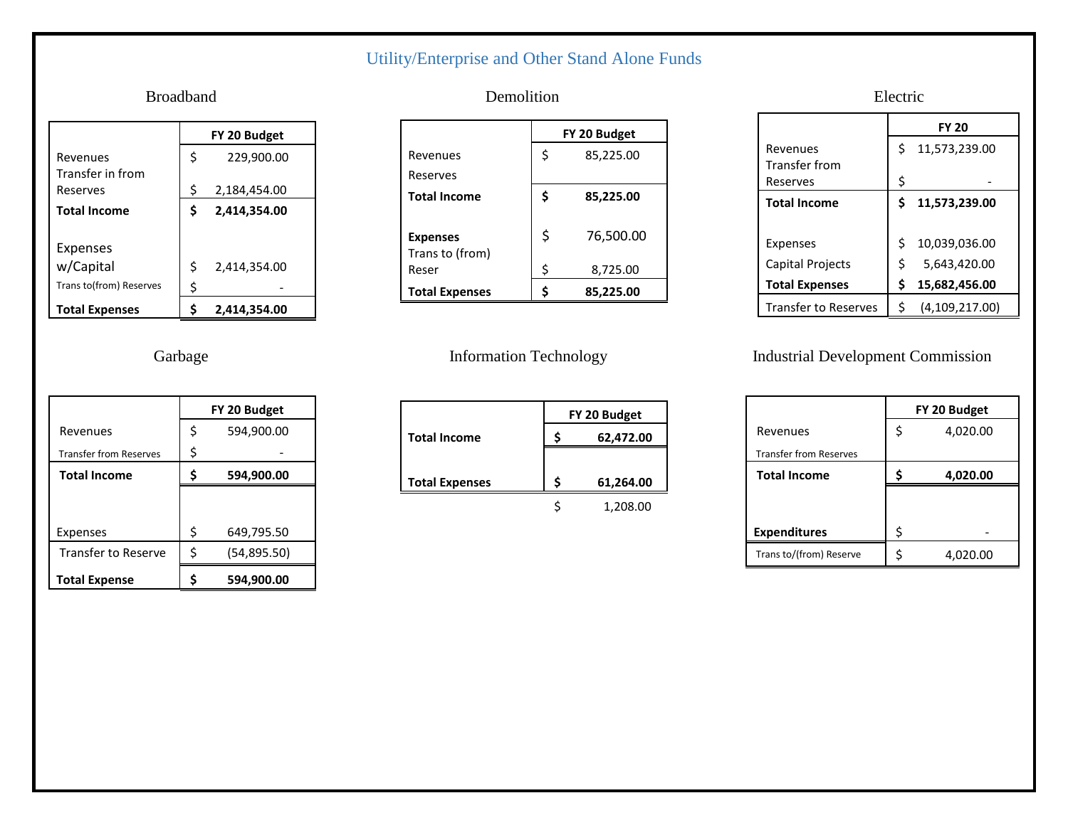# Utility/Enterprise and Other Stand Alone Funds

## Broadband

| | FY 20 Budget |
|---|---|
| Revenues | $ 229,900.00 |
| Transfer in from Reserves | $ 2,184,454.00 |
| **Total Income** | **$ 2,414,354.00** |
| Expenses w/Capital | $ 2,414,354.00 |
| Trans to(from) Reserves | $ - |
| **Total Expenses** | **$ 2,414,354.00** |

## Demolition

| | FY 20 Budget |
|---|---|
| Revenues | $ 85,225.00 |
| Reserves | |
| **Total Income** | **$ 85,225.00** |
| **Expenses** | $ 76,500.00 |
| Trans to (from) Reser | $ 8,725.00 |
| **Total Expenses** | **$ 85,225.00** |

## Electric

| | FY 20 |
|---|---|
| Revenues | $ 11,573,239.00 |
| Transfer from Reserves | $ - |
| **Total Income** | **$ 11,573,239.00** |
| Expenses | $ 10,039,036.00 |
| Capital Projects | $ 5,643,420.00 |
| **Total Expenses** | **$ 15,682,456.00** |
| Transfer to Reserves | $ (4,109,217.00) |

## Garbage

| | FY 20 Budget |
|---|---|
| Revenues | $ 594,900.00 |
| Transfer from Reserves | $ - |
| **Total Income** | **$ 594,900.00** |
| Expenses | $ 649,795.50 |
| Transfer to Reserve | $ (54,895.50) |
| **Total Expense** | **$ 594,900.00** |

## Information Technology

| | FY 20 Budget |
|---|---|
| **Total Income** | **$ 62,472.00** |
| **Total Expenses** | **$ 61,264.00** |
| | $ 1,208.00 |

## Industrial Development Commission

| | FY 20 Budget |
|---|---|
| Revenues | $ 4,020.00 |
| Transfer from Reserves | |
| **Total Income** | **$ 4,020.00** |
| **Expenditures** | $ - |
| Trans to/(from) Reserve | $ 4,020.00 |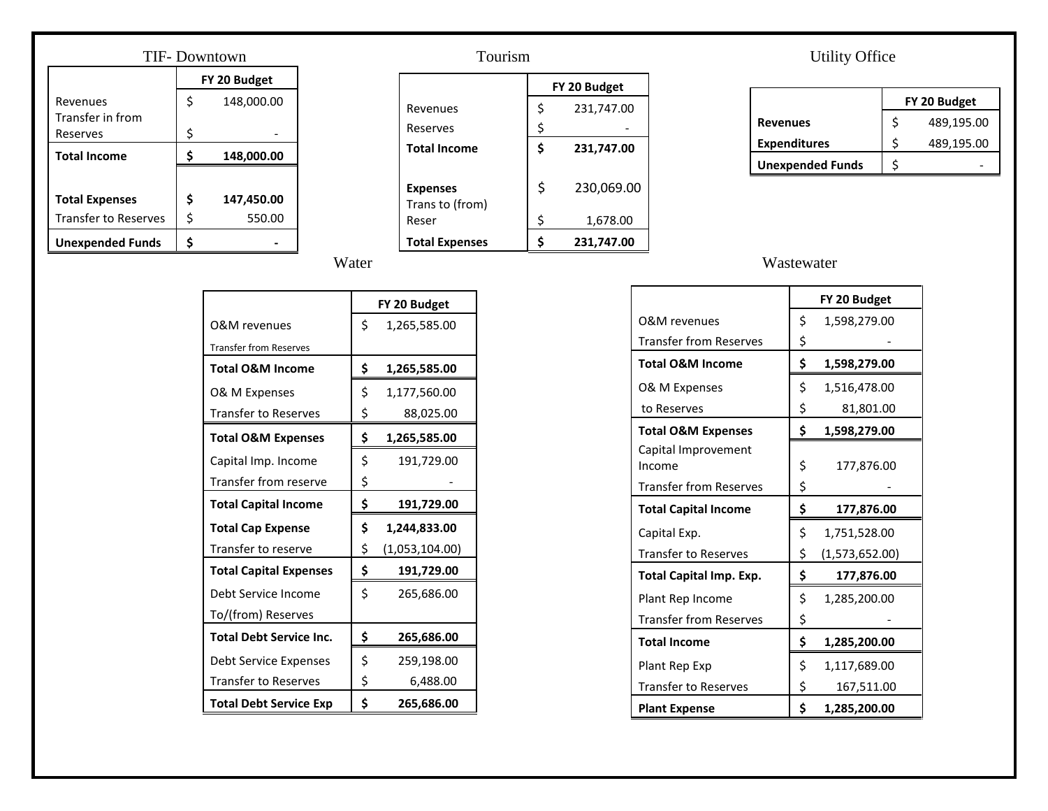## TIF- Downtown

| | FY 20 Budget |
|---|---|
| Revenues | $ 148,000.00 |
| Transfer in from Reserves | $ - |
| **Total Income** | **$ 148,000.00** |
| **Total Expenses** | **$ 147,450.00** |
| Transfer to Reserves | $ 550.00 |
| **Unexpended Funds** | **$ -** |

## Tourism

| | FY 20 Budget |
|---|---|
| Revenues | $ 231,747.00 |
| Reserves | $ - |
| **Total Income** | **$ 231,747.00** |
| **Expenses** | $ 230,069.00 |
| Trans to (from) Reser | $ 1,678.00 |
| **Total Expenses** | **$ 231,747.00** |

## Utility Office

| | FY 20 Budget |
|---|---|
| **Revenues** | $ 489,195.00 |
| **Expenditures** | $ 489,195.00 |
| **Unexpended Funds** | $ - |

## Water

| | FY 20 Budget |
|---|---|
| O&M revenues | $ 1,265,585.00 |
| Transfer from Reserves | |
| **Total O&M Income** | **$ 1,265,585.00** |
| O& M Expenses | $ 1,177,560.00 |
| Transfer to Reserves | $ 88,025.00 |
| **Total O&M Expenses** | **$ 1,265,585.00** |
| Capital Imp. Income | $ 191,729.00 |
| Transfer from reserve | $ - |
| **Total Capital Income** | **$ 191,729.00** |
| **Total Cap Expense** | **$ 1,244,833.00** |
| Transfer to reserve | $ (1,053,104.00) |
| **Total Capital Expenses** | **$ 191,729.00** |
| Debt Service Income | $ 265,686.00 |
| To/(from) Reserves | |
| **Total Debt Service Inc.** | **$ 265,686.00** |
| Debt Service Expenses | $ 259,198.00 |
| Transfer to Reserves | $ 6,488.00 |
| **Total Debt Service Exp** | **$ 265,686.00** |

## Wastewater

| | FY 20 Budget |
|---|---|
| O&M revenues | $ 1,598,279.00 |
| Transfer from Reserves | $ - |
| **Total O&M Income** | **$ 1,598,279.00** |
| O& M Expenses | $ 1,516,478.00 |
| to Reserves | $ 81,801.00 |
| **Total O&M Expenses** | **$ 1,598,279.00** |
| Capital Improvement Income | $ 177,876.00 |
| Transfer from Reserves | $ - |
| **Total Capital Income** | **$ 177,876.00** |
| Capital Exp. | $ 1,751,528.00 |
| Transfer to Reserves | $ (1,573,652.00) |
| **Total Capital Imp. Exp.** | **$ 177,876.00** |
| Plant Rep Income | $ 1,285,200.00 |
| Transfer from Reserves | $ - |
| **Total Income** | **$ 1,285,200.00** |
| Plant Rep Exp | $ 1,117,689.00 |
| Transfer to Reserves | $ 167,511.00 |
| **Plant Expense** | **$ 1,285,200.00** |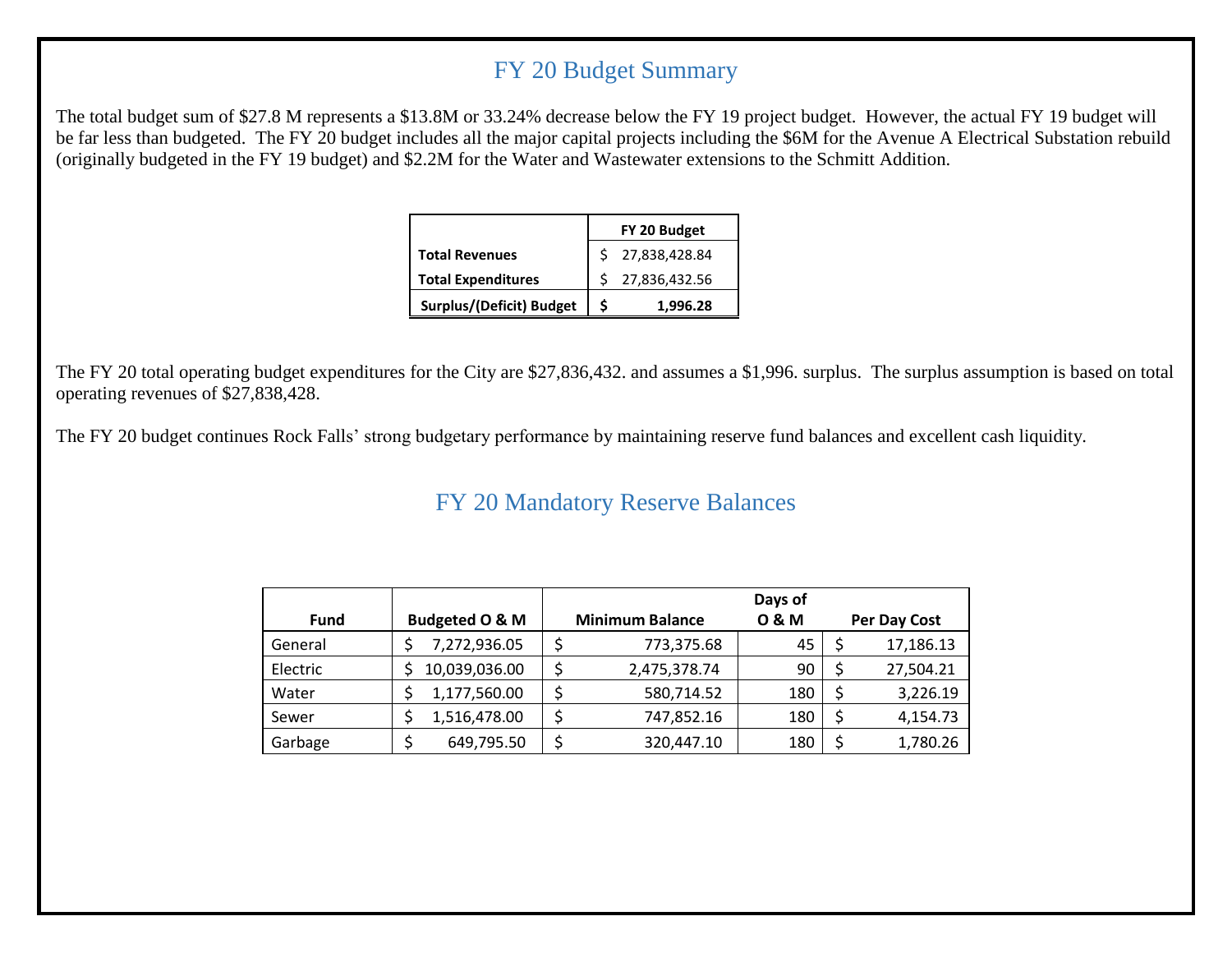## FY 20 Budget Summary

The total budget sum of $27.8 M represents a $13.8M or 33.24% decrease below the FY 19 project budget. However, the actual FY 19 budget will be far less than budgeted. The FY 20 budget includes all the major capital projects including the $6M for the Avenue A Electrical Substation rebuild (originally budgeted in the FY 19 budget) and $2.2M for the Water and Wastewater extensions to the Schmitt Addition.

| | FY 20 Budget |
|---|---|
| **Total Revenues** | $ 27,838,428.84 |
| **Total Expenditures** | $ 27,836,432.56 |
| **Surplus/(Deficit) Budget** | **$ 1,996.28** |

The FY 20 total operating budget expenditures for the City are $27,836,432. and assumes a $1,996. surplus. The surplus assumption is based on total operating revenues of $27,838,428.

The FY 20 budget continues Rock Falls' strong budgetary performance by maintaining reserve fund balances and excellent cash liquidity.

## FY 20 Mandatory Reserve Balances

| Fund | Budgeted O & M | Minimum Balance | Days of O & M | Per Day Cost |
|---|---|---|---|---|
| General | $ 7,272,936.05 | $ 773,375.68 | 45 | $ 17,186.13 |
| Electric | $ 10,039,036.00 | $ 2,475,378.74 | 90 | $ 27,504.21 |
| Water | $ 1,177,560.00 | $ 580,714.52 | 180 | $ 3,226.19 |
| Sewer | $ 1,516,478.00 | $ 747,852.16 | 180 | $ 4,154.73 |
| Garbage | $ 649,795.50 | $ 320,447.10 | 180 | $ 1,780.26 |